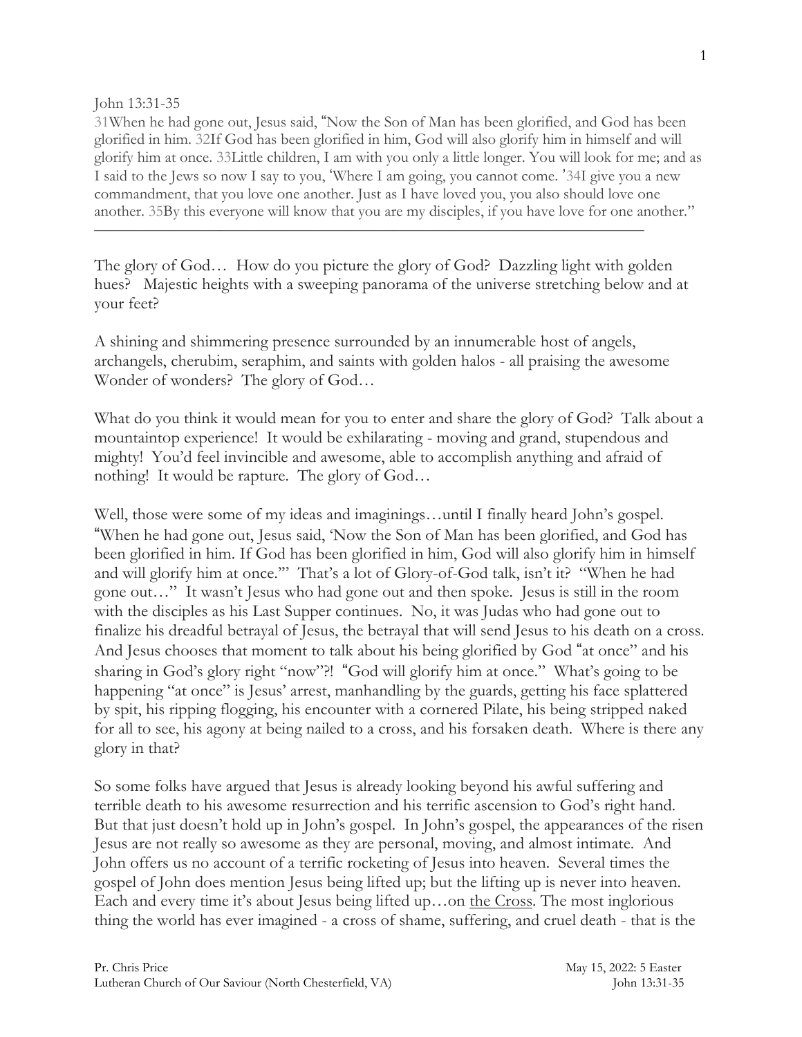John 13:31-35

31When he had gone out, Jesus said, "Now the Son of Man has been glorified, and God has been glorified in him. 32If God has been glorified in him, God will also glorify him in himself and will glorify him at once. 33Little children, I am with you only a little longer. You will look for me; and as I said to the Jews so now I say to you, 'Where I am going, you cannot come. '34I give you a new commandment, that you love one another. Just as I have loved you, you also should love one another. 35By this everyone will know that you are my disciples, if you have love for one another."

---

The glory of God… How do you picture the glory of God? Dazzling light with golden hues? Majestic heights with a sweeping panorama of the universe stretching below and at your feet?

A shining and shimmering presence surrounded by an innumerable host of angels, archangels, cherubim, seraphim, and saints with golden halos - all praising the awesome Wonder of wonders? The glory of God…

What do you think it would mean for you to enter and share the glory of God? Talk about a mountaintop experience! It would be exhilarating - moving and grand, stupendous and mighty! You'd feel invincible and awesome, able to accomplish anything and afraid of nothing! It would be rapture. The glory of God…

Well, those were some of my ideas and imaginings…until I finally heard John's gospel. "When he had gone out, Jesus said, 'Now the Son of Man has been glorified, and God has been glorified in him. If God has been glorified in him, God will also glorify him in himself and will glorify him at once.'" That's a lot of Glory-of-God talk, isn't it? "When he had gone out…" It wasn't Jesus who had gone out and then spoke. Jesus is still in the room with the disciples as his Last Supper continues. No, it was Judas who had gone out to finalize his dreadful betrayal of Jesus, the betrayal that will send Jesus to his death on a cross. And Jesus chooses that moment to talk about his being glorified by God "at once" and his sharing in God's glory right "now"?! "God will glorify him at once." What's going to be happening "at once" is Jesus' arrest, manhandling by the guards, getting his face splattered by spit, his ripping flogging, his encounter with a cornered Pilate, his being stripped naked for all to see, his agony at being nailed to a cross, and his forsaken death. Where is there any glory in that?

So some folks have argued that Jesus is already looking beyond his awful suffering and terrible death to his awesome resurrection and his terrific ascension to God's right hand. But that just doesn't hold up in John's gospel. In John's gospel, the appearances of the risen Jesus are not really so awesome as they are personal, moving, and almost intimate. And John offers us no account of a terrific rocketing of Jesus into heaven. Several times the gospel of John does mention Jesus being lifted up; but the lifting up is never into heaven. Each and every time it's about Jesus being lifted up…on <u>the Cross</u>. The most inglorious thing the world has ever imagined - a cross of shame, suffering, and cruel death - that is the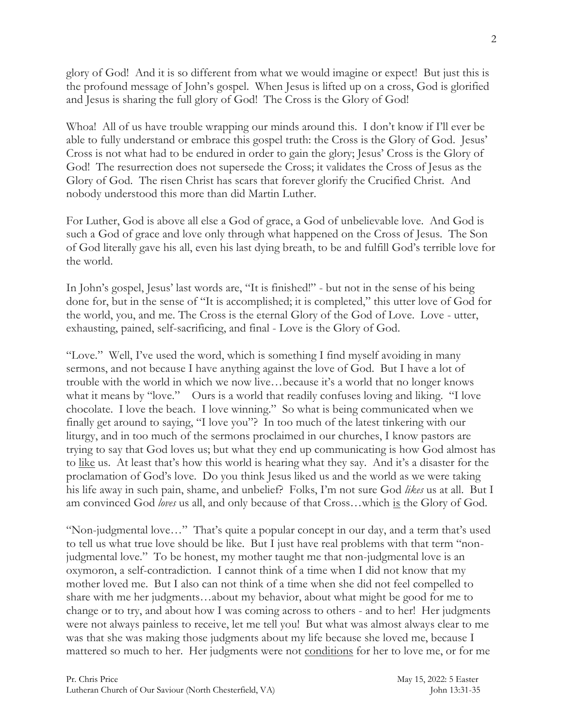glory of God! And it is so different from what we would imagine or expect! But just this is the profound message of John's gospel. When Jesus is lifted up on a cross, God is glorified and Jesus is sharing the full glory of God! The Cross is the Glory of God!

Whoa! All of us have trouble wrapping our minds around this. I don't know if I'll ever be able to fully understand or embrace this gospel truth: the Cross is the Glory of God. Jesus' Cross is not what had to be endured in order to gain the glory; Jesus' Cross is the Glory of God! The resurrection does not supersede the Cross; it validates the Cross of Jesus as the Glory of God. The risen Christ has scars that forever glorify the Crucified Christ. And nobody understood this more than did Martin Luther.

For Luther, God is above all else a God of grace, a God of unbelievable love. And God is such a God of grace and love only through what happened on the Cross of Jesus. The Son of God literally gave his all, even his last dying breath, to be and fulfill God's terrible love for the world.

In John's gospel, Jesus' last words are, "It is finished!" - but not in the sense of his being done for, but in the sense of "It is accomplished; it is completed," this utter love of God for the world, you, and me. The Cross is the eternal Glory of the God of Love. Love - utter, exhausting, pained, self-sacrificing, and final - Love is the Glory of God.

"Love." Well, I've used the word, which is something I find myself avoiding in many sermons, and not because I have anything against the love of God. But I have a lot of trouble with the world in which we now live…because it's a world that no longer knows what it means by "love." Ours is a world that readily confuses loving and liking. "I love chocolate. I love the beach. I love winning." So what is being communicated when we finally get around to saying, "I love you"? In too much of the latest tinkering with our liturgy, and in too much of the sermons proclaimed in our churches, I know pastors are trying to say that God loves us; but what they end up communicating is how God almost has to <u>like</u> us. At least that's how this world is hearing what they say. And it's a disaster for the proclamation of God's love. Do you think Jesus liked us and the world as we were taking his life away in such pain, shame, and unbelief? Folks, I'm not sure God *likes* us at all. But I am convinced God *loves* us all, and only because of that Cross…which <u>is</u> the Glory of God.

"Non-judgmental love…" That's quite a popular concept in our day, and a term that's used to tell us what true love should be like. But I just have real problems with that term "non-judgmental love." To be honest, my mother taught me that non-judgmental love is an oxymoron, a self-contradiction. I cannot think of a time when I did not know that my mother loved me. But I also can not think of a time when she did not feel compelled to share with me her judgments…about my behavior, about what might be good for me to change or to try, and about how I was coming across to others - and to her! Her judgments were not always painless to receive, let me tell you! But what was almost always clear to me was that she was making those judgments about my life because she loved me, because I mattered so much to her. Her judgments were not <u>conditions</u> for her to love me, or for me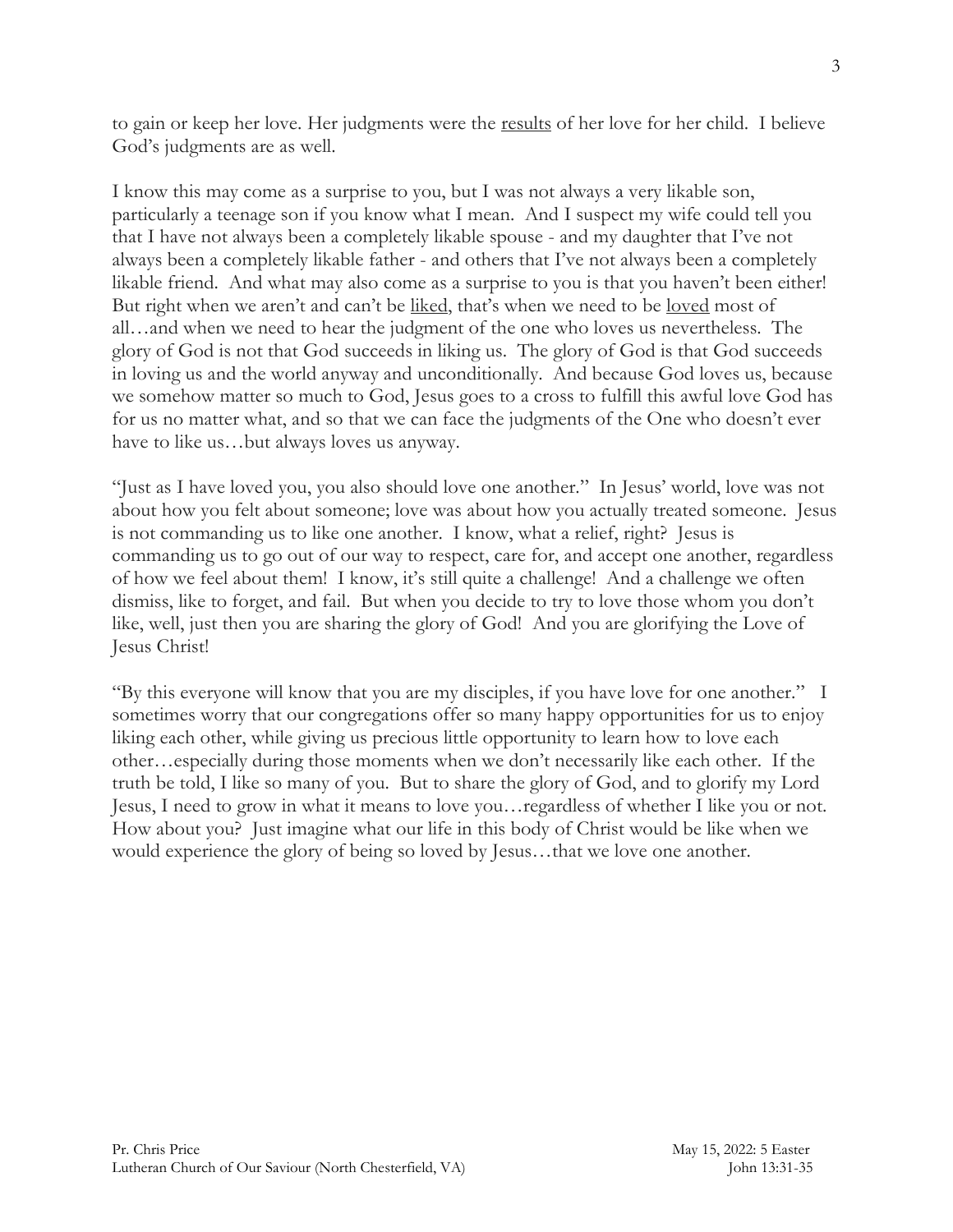to gain or keep her love. Her judgments were the <u>results</u> of her love for her child. I believe God's judgments are as well.

I know this may come as a surprise to you, but I was not always a very likable son, particularly a teenage son if you know what I mean. And I suspect my wife could tell you that I have not always been a completely likable spouse - and my daughter that I've not always been a completely likable father - and others that I've not always been a completely likable friend. And what may also come as a surprise to you is that you haven't been either! But right when we aren't and can't be <u>liked</u>, that's when we need to be <u>loved</u> most of all…and when we need to hear the judgment of the one who loves us nevertheless. The glory of God is not that God succeeds in liking us. The glory of God is that God succeeds in loving us and the world anyway and unconditionally. And because God loves us, because we somehow matter so much to God, Jesus goes to a cross to fulfill this awful love God has for us no matter what, and so that we can face the judgments of the One who doesn't ever have to like us…but always loves us anyway.

"Just as I have loved you, you also should love one another." In Jesus' world, love was not about how you felt about someone; love was about how you actually treated someone. Jesus is not commanding us to like one another. I know, what a relief, right? Jesus is commanding us to go out of our way to respect, care for, and accept one another, regardless of how we feel about them! I know, it's still quite a challenge! And a challenge we often dismiss, like to forget, and fail. But when you decide to try to love those whom you don't like, well, just then you are sharing the glory of God! And you are glorifying the Love of Jesus Christ!

"By this everyone will know that you are my disciples, if you have love for one another." I sometimes worry that our congregations offer so many happy opportunities for us to enjoy liking each other, while giving us precious little opportunity to learn how to love each other…especially during those moments when we don't necessarily like each other. If the truth be told, I like so many of you. But to share the glory of God, and to glorify my Lord Jesus, I need to grow in what it means to love you…regardless of whether I like you or not. How about you? Just imagine what our life in this body of Christ would be like when we would experience the glory of being so loved by Jesus…that we love one another.